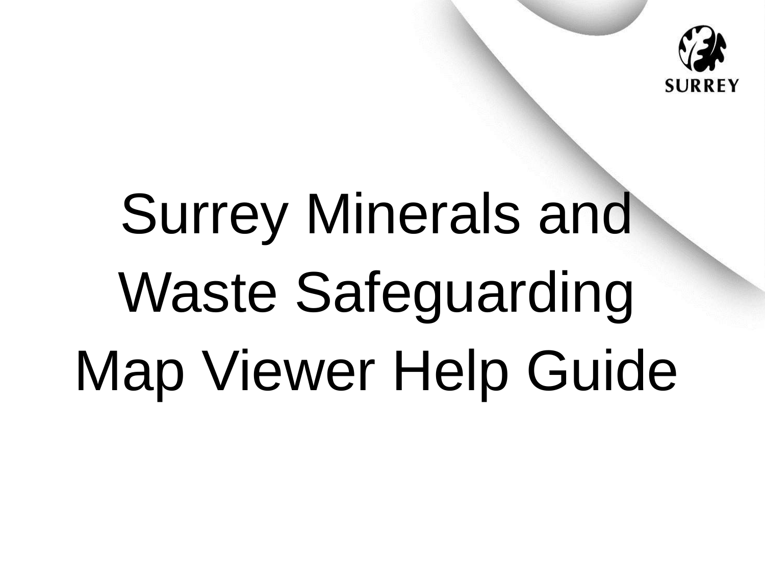SURREY

# Surrey Minerals and Waste Safeguarding Map Viewer Help Guide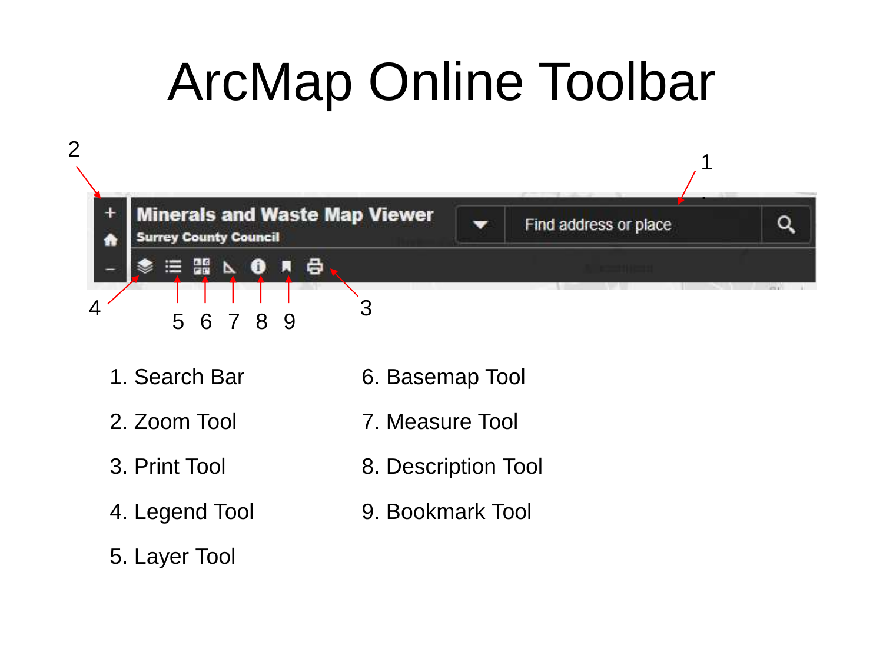# ArcMap Online Toolbar

1. Search Bar
2. Zoom Tool
3. Print Tool
4. Legend Tool
5. Layer Tool
6. Basemap Tool
7. Measure Tool
8. Description Tool
9. Bookmark Tool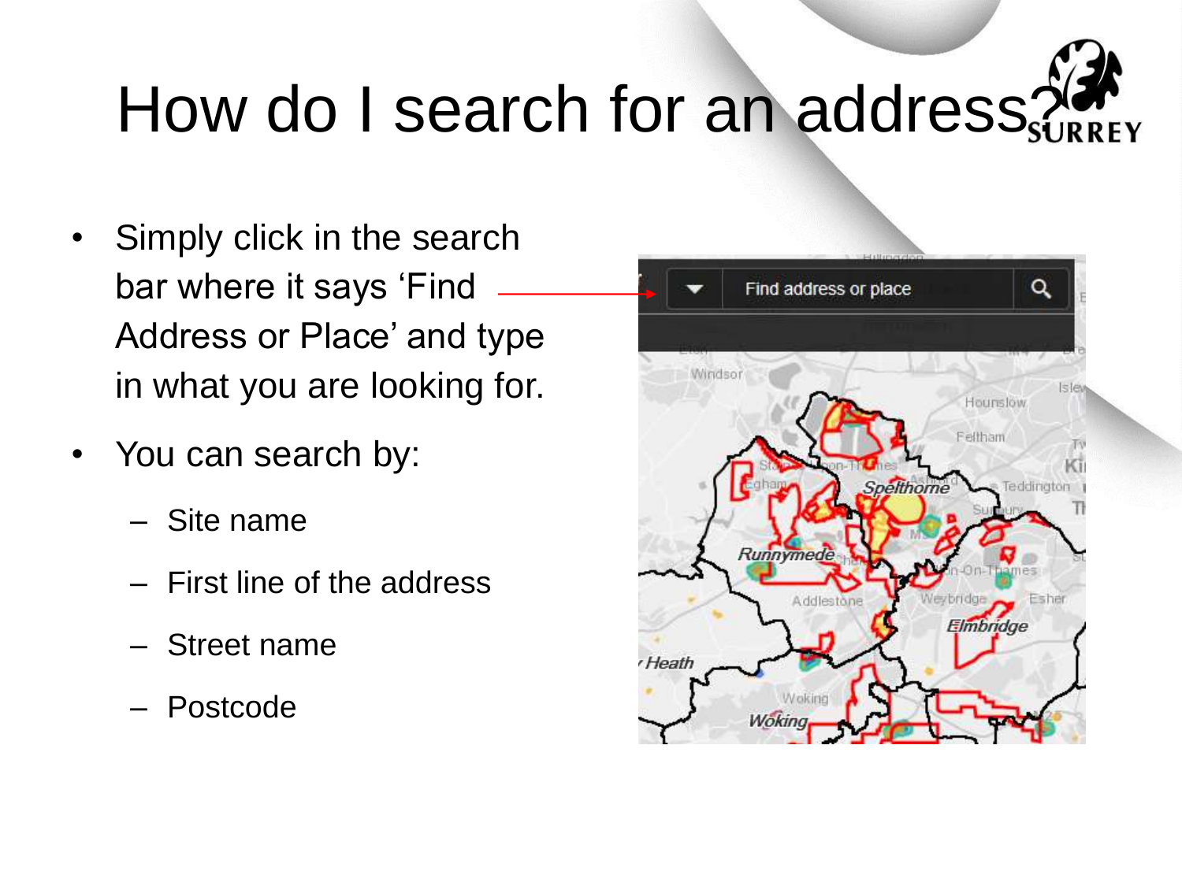# How do I search for an address?

- Simply click in the search bar where it says 'Find Address or Place' and type in what you are looking for.
- You can search by:
  - Site name
  - First line of the address
  - Street name
  - Postcode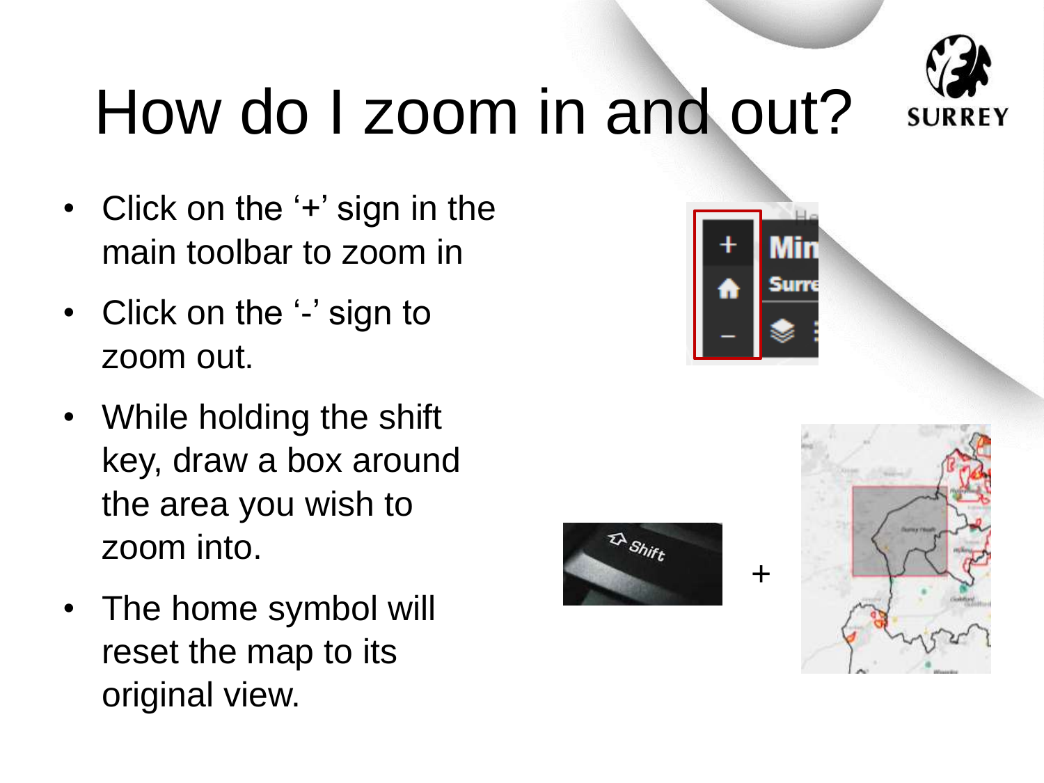# How do I zoom in and out?

- Click on the '+' sign in the main toolbar to zoom in
- Click on the '-' sign to zoom out.
- While holding the shift key, draw a box around the area you wish to zoom into.
- The home symbol will reset the map to its original view.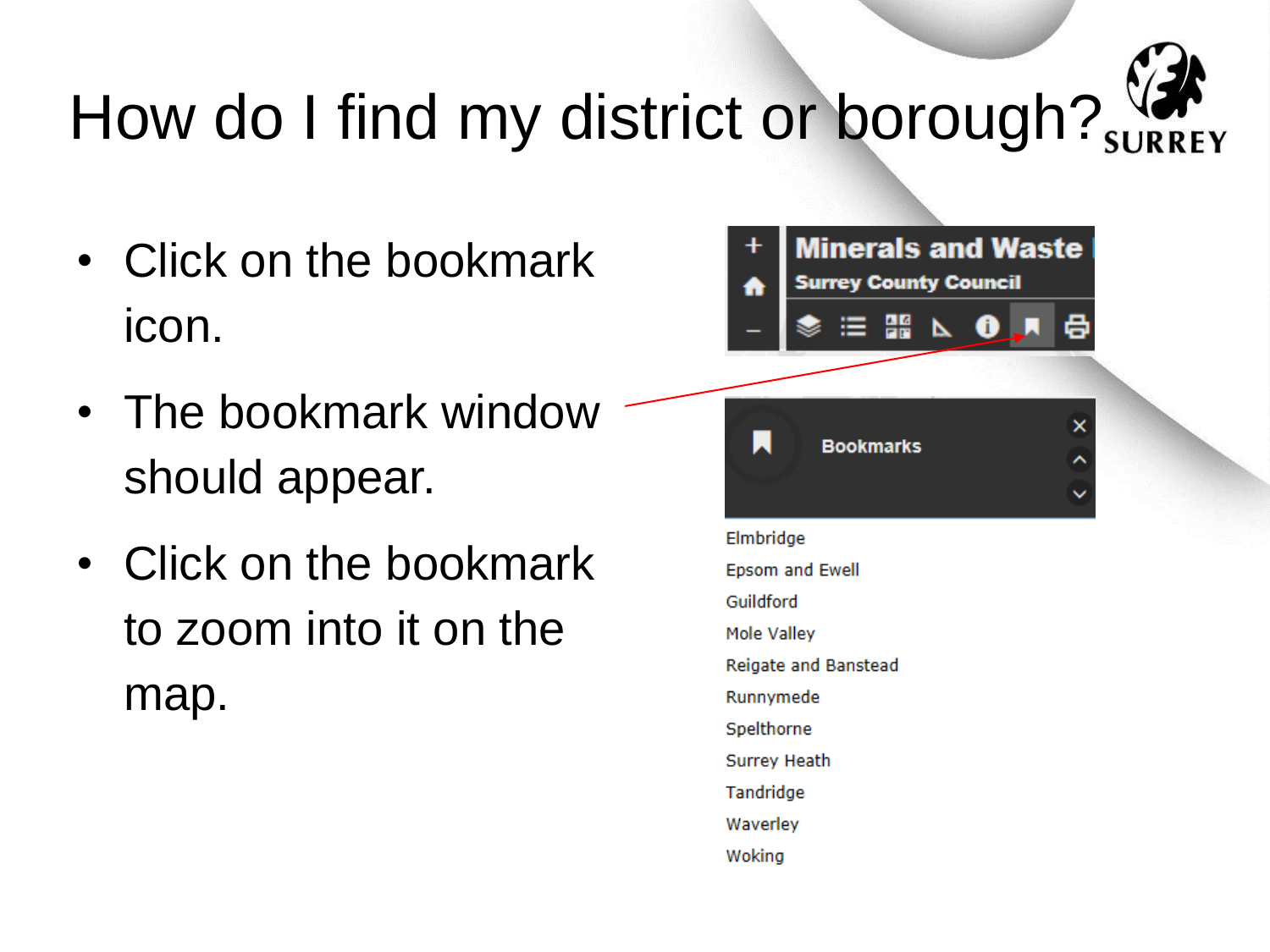# How do I find my district or borough?

- Click on the bookmark icon.
- The bookmark window should appear.
- Click on the bookmark to zoom into it on the map.

Minerals and Waste
Surrey County Council

Bookmarks

- Elmbridge
- Epsom and Ewell
- Guildford
- Mole Valley
- Reigate and Banstead
- Runnymede
- Spelthorne
- Surrey Heath
- Tandridge
- Waverley
- Woking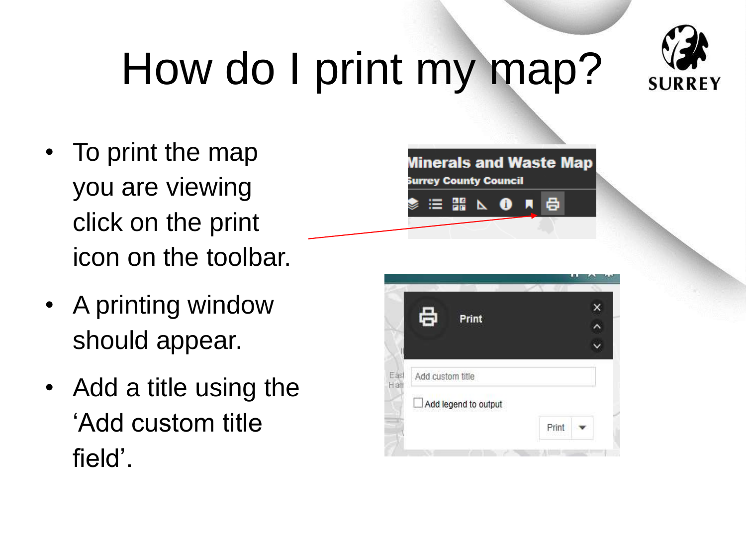# How do I print my map?

- To print the map you are viewing click on the print icon on the toolbar.
- A printing window should appear.
- Add a title using the 'Add custom title field'.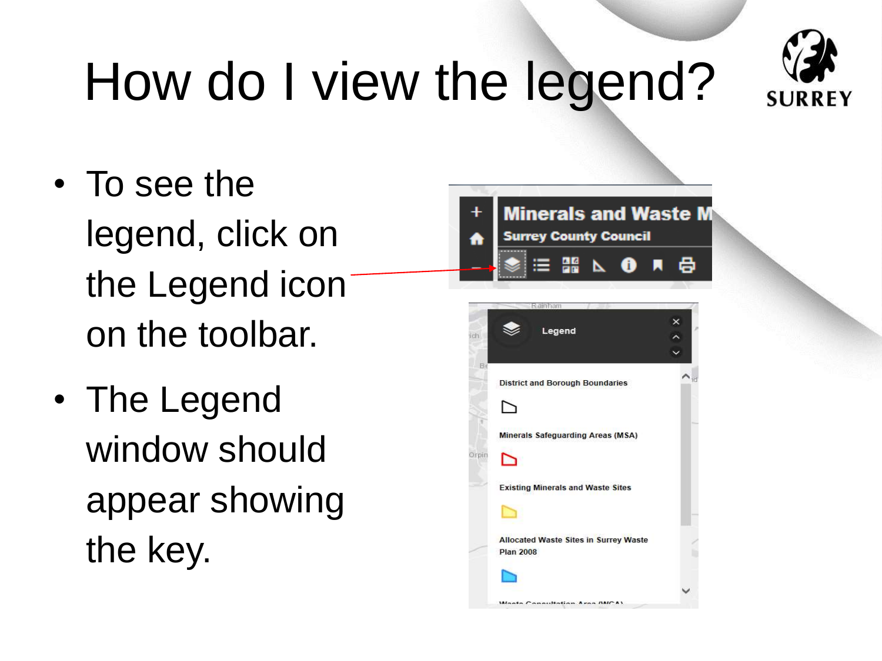# How do I view the legend?

- To see the legend, click on the Legend icon on the toolbar.
- The Legend window should appear showing the key.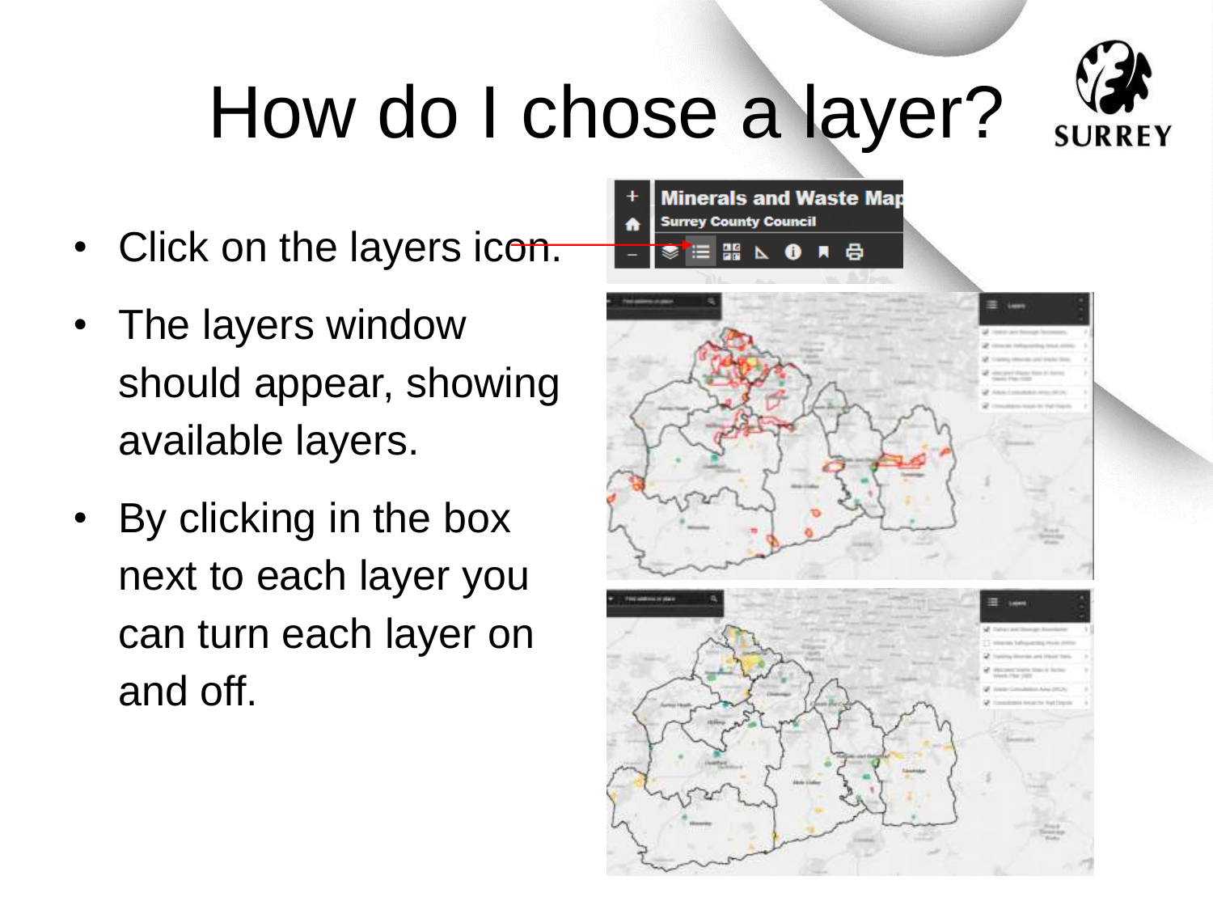# How do I chose a layer?

- Click on the layers icon.
- The layers window should appear, showing available layers.
- By clicking in the box next to each layer you can turn each layer on and off.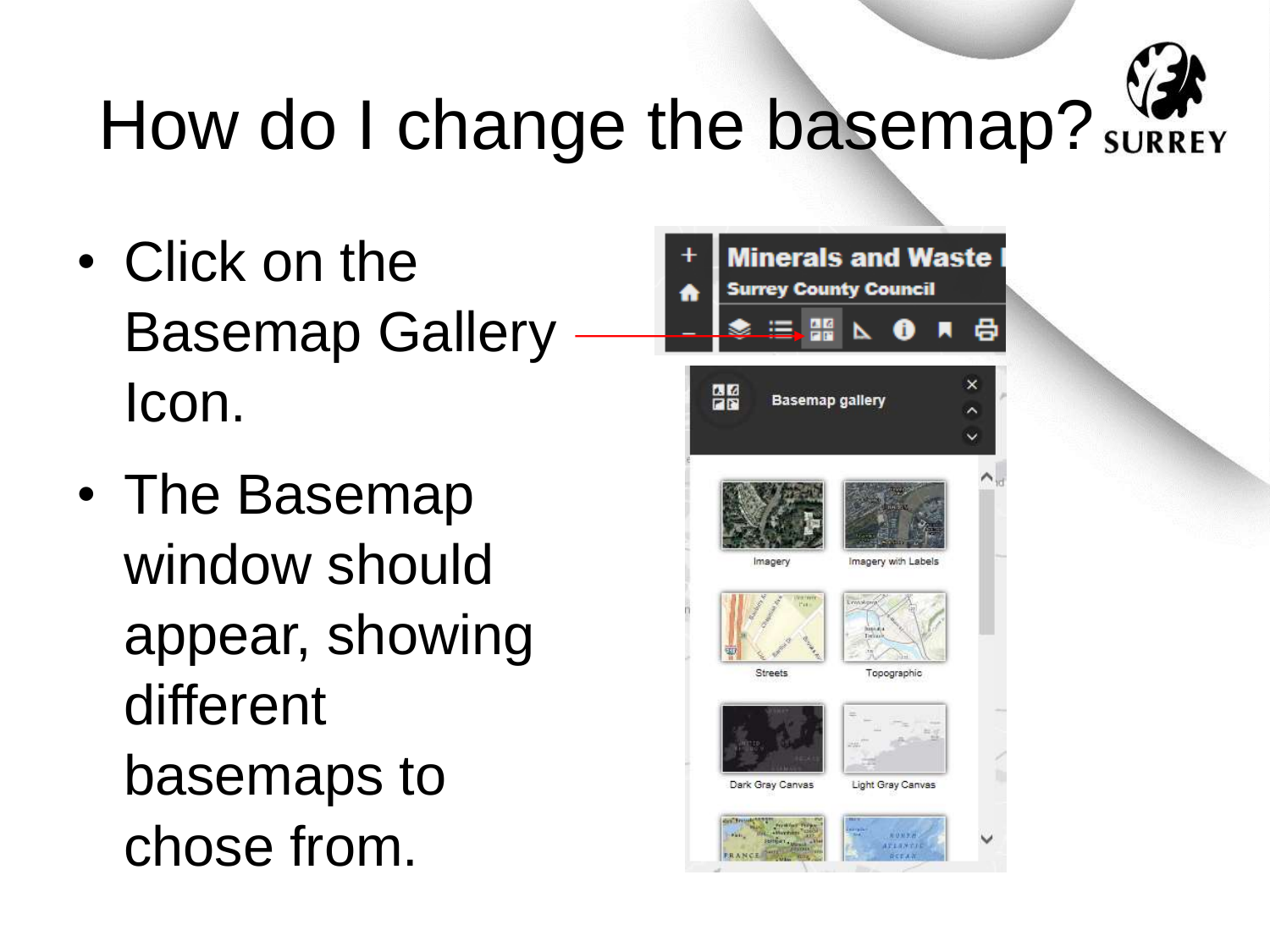# How do I change the basemap?

- Click on the Basemap Gallery Icon.
- The Basemap window should appear, showing different basemaps to chose from.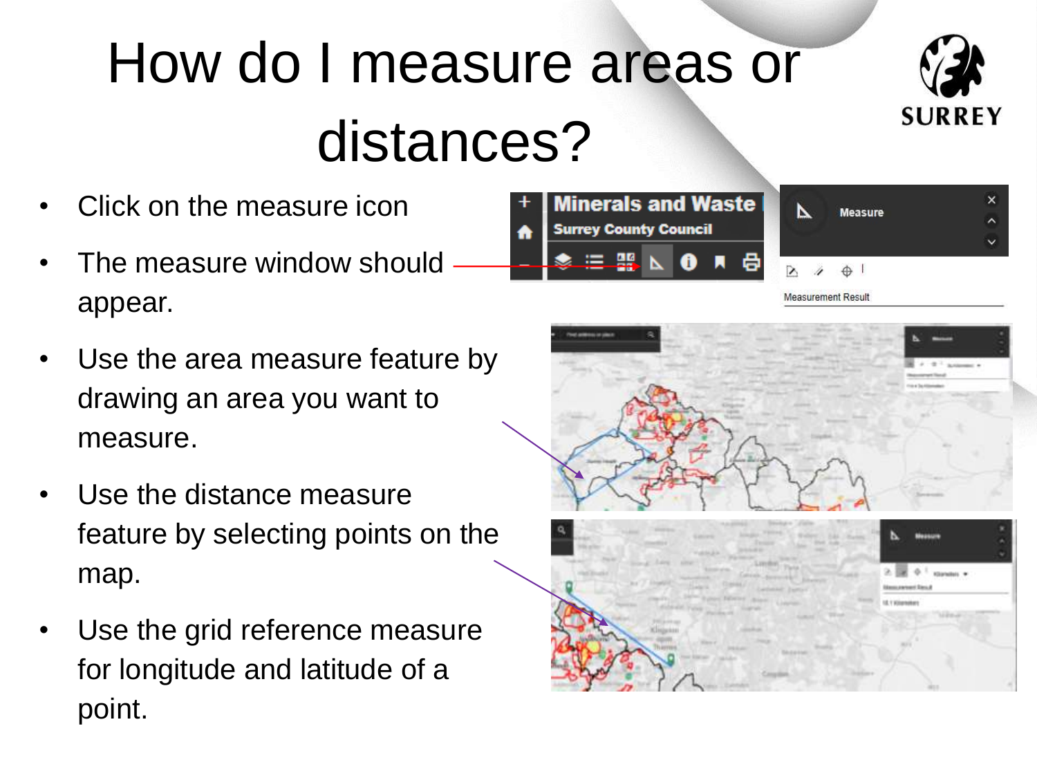# How do I measure areas or distances?

- Click on the measure icon
- The measure window should appear.
- Use the area measure feature by drawing an area you want to measure.
- Use the distance measure feature by selecting points on the map.
- Use the grid reference measure for longitude and latitude of a point.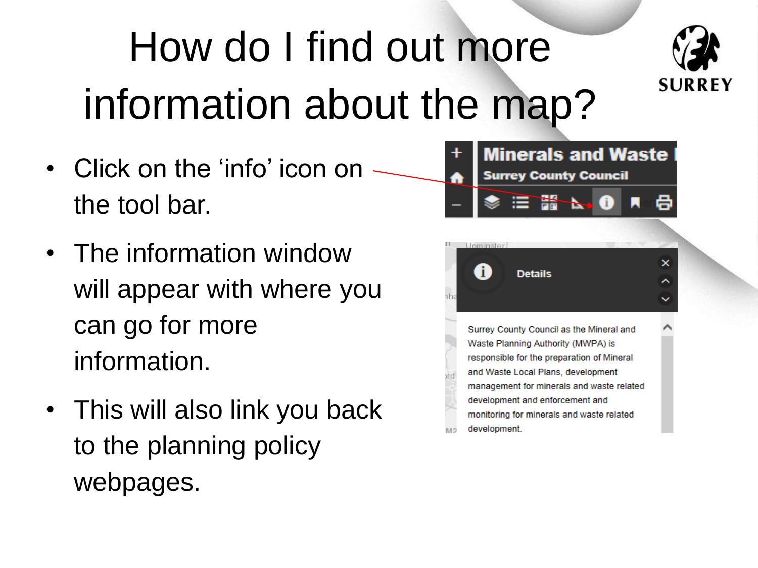# How do I find out more information about the map?

- Click on the 'info' icon on the tool bar.
- The information window will appear with where you can go for more information.
- This will also link you back to the planning policy webpages.